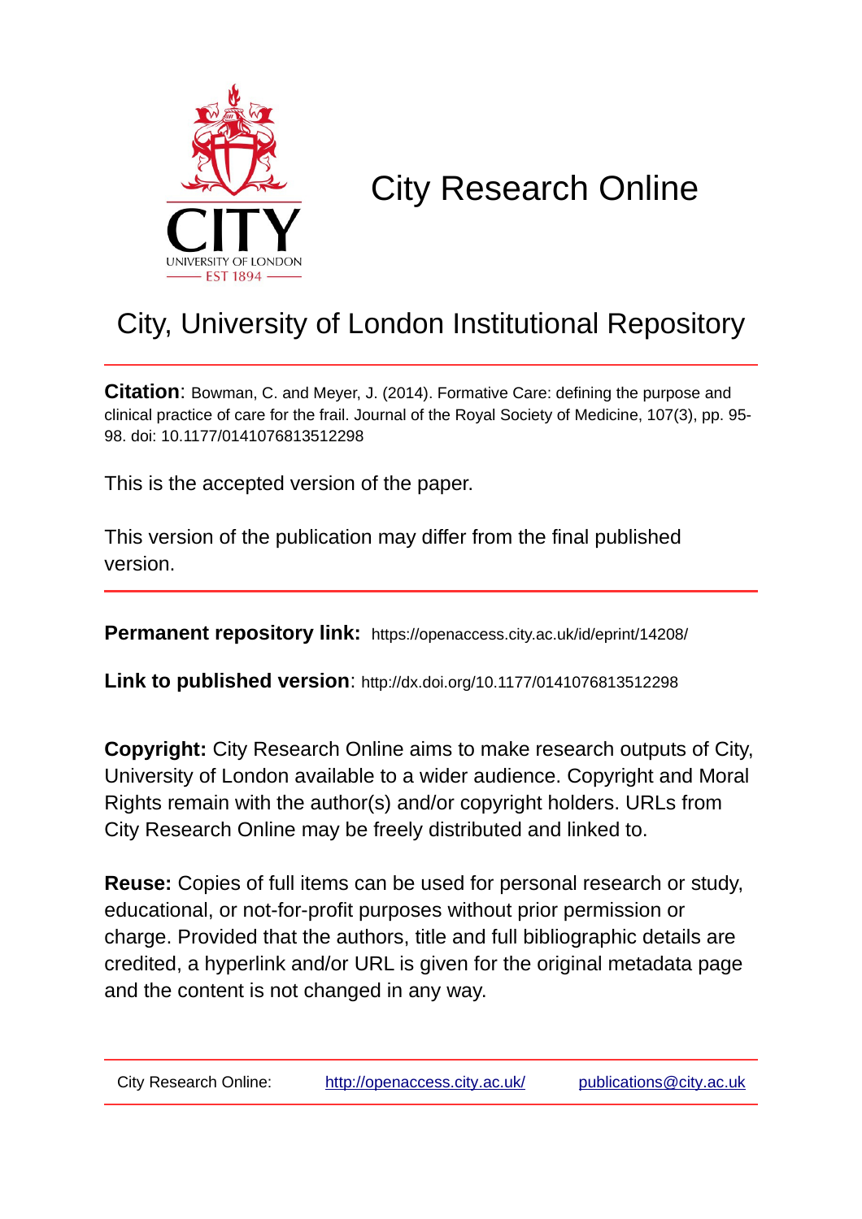# City Research Online

## City, University of London Institutional Repository

**Citation**: Bowman, C. and Meyer, J. (2014). Formative Care: defining the purpose and clinical practice of care for the frail. Journal of the Royal Society of Medicine, 107(3), pp. 95-98. doi: 10.1177/0141076813512298

This is the accepted version of the paper.

This version of the publication may differ from the final published version.

---

**Permanent repository link:** https://openaccess.city.ac.uk/id/eprint/14208/

**Link to published version**: http://dx.doi.org/10.1177/0141076813512298

**Copyright:** City Research Online aims to make research outputs of City, University of London available to a wider audience. Copyright and Moral Rights remain with the author(s) and/or copyright holders. URLs from City Research Online may be freely distributed and linked to.

**Reuse:** Copies of full items can be used for personal research or study, educational, or not-for-profit purposes without prior permission or charge. Provided that the authors, title and full bibliographic details are credited, a hyperlink and/or URL is given for the original metadata page and the content is not changed in any way.

---

City Research Online: http://openaccess.city.ac.uk/ publications@city.ac.uk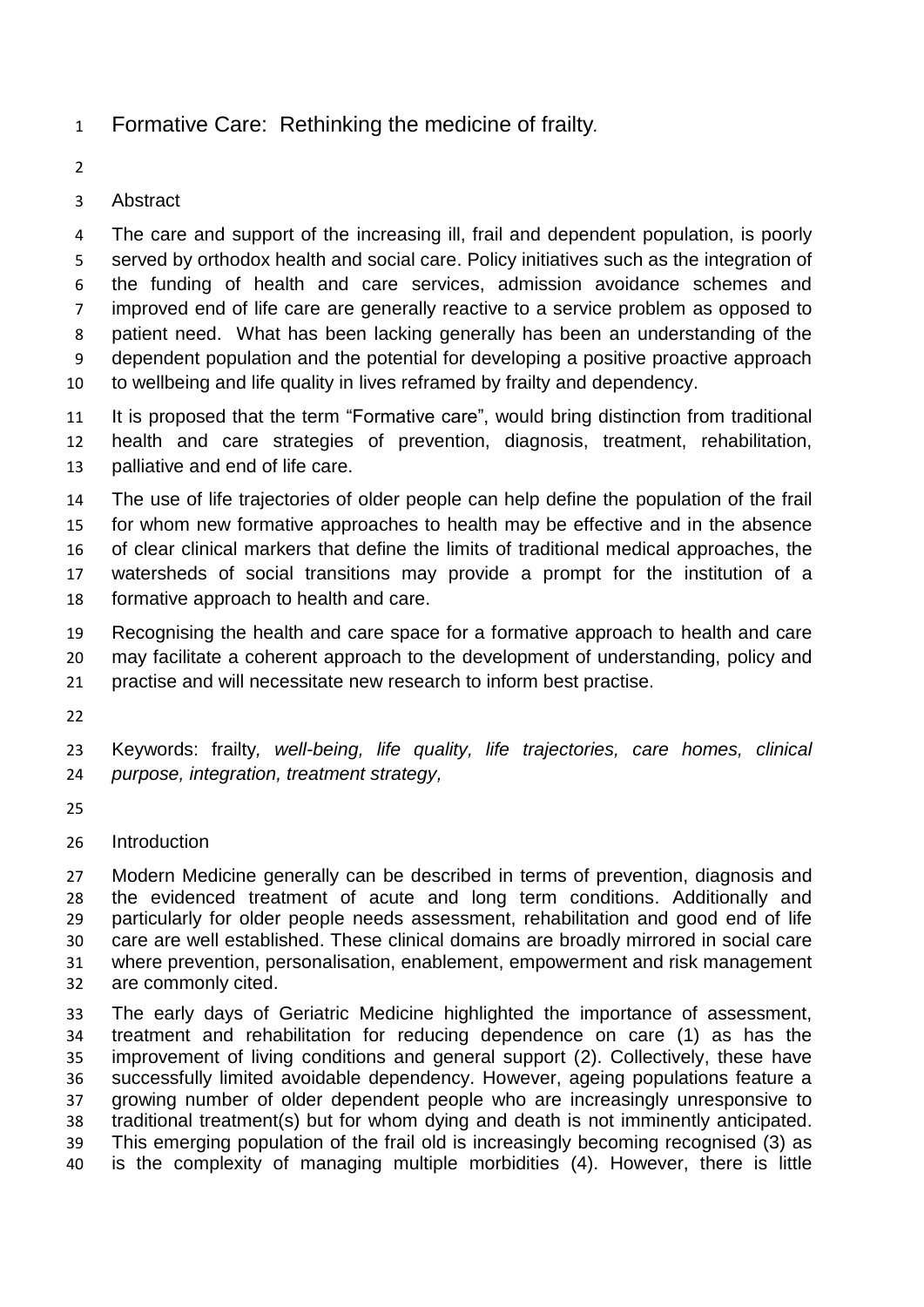# Formative Care: Rethinking the medicine of frailty*.*

## Abstract

The care and support of the increasing ill, frail and dependent population, is poorly served by orthodox health and social care. Policy initiatives such as the integration of the funding of health and care services, admission avoidance schemes and improved end of life care are generally reactive to a service problem as opposed to patient need. What has been lacking generally has been an understanding of the dependent population and the potential for developing a positive proactive approach to wellbeing and life quality in lives reframed by frailty and dependency.

It is proposed that the term "Formative care", would bring distinction from traditional health and care strategies of prevention, diagnosis, treatment, rehabilitation, palliative and end of life care.

The use of life trajectories of older people can help define the population of the frail for whom new formative approaches to health may be effective and in the absence of clear clinical markers that define the limits of traditional medical approaches, the watersheds of social transitions may provide a prompt for the institution of a formative approach to health and care.

Recognising the health and care space for a formative approach to health and care may facilitate a coherent approach to the development of understanding, policy and practise and will necessitate new research to inform best practise.

Keywords: frailty*, well-being, life quality, life trajectories, care homes, clinical purpose, integration, treatment strategy,*

## Introduction

Modern Medicine generally can be described in terms of prevention, diagnosis and the evidenced treatment of acute and long term conditions. Additionally and particularly for older people needs assessment, rehabilitation and good end of life care are well established. These clinical domains are broadly mirrored in social care where prevention, personalisation, enablement, empowerment and risk management are commonly cited.

The early days of Geriatric Medicine highlighted the importance of assessment, treatment and rehabilitation for reducing dependence on care (1) as has the improvement of living conditions and general support (2). Collectively, these have successfully limited avoidable dependency. However, ageing populations feature a growing number of older dependent people who are increasingly unresponsive to traditional treatment(s) but for whom dying and death is not imminently anticipated. This emerging population of the frail old is increasingly becoming recognised (3) as is the complexity of managing multiple morbidities (4). However, there is little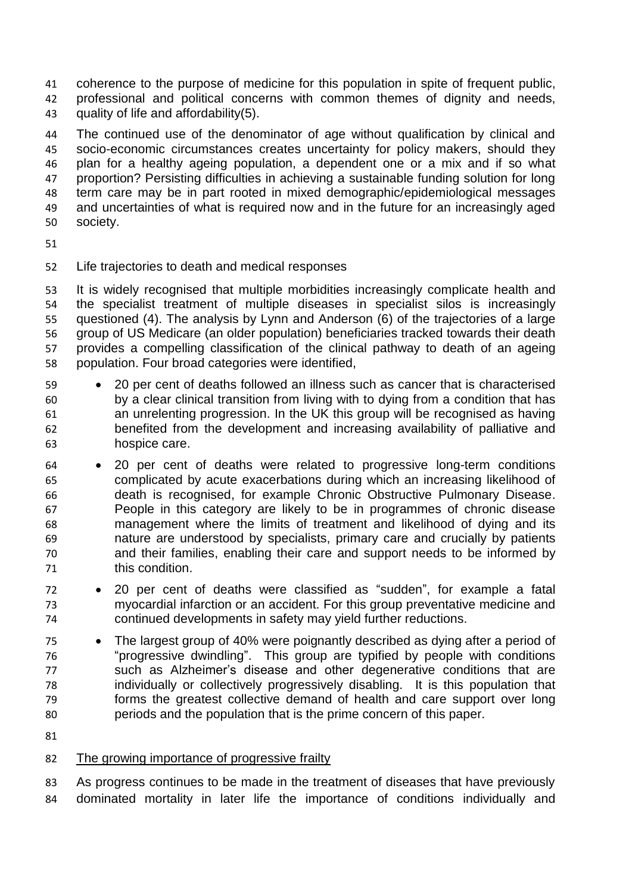coherence to the purpose of medicine for this population in spite of frequent public, professional and political concerns with common themes of dignity and needs, quality of life and affordability(5).

The continued use of the denominator of age without qualification by clinical and socio-economic circumstances creates uncertainty for policy makers, should they plan for a healthy ageing population, a dependent one or a mix and if so what proportion? Persisting difficulties in achieving a sustainable funding solution for long term care may be in part rooted in mixed demographic/epidemiological messages and uncertainties of what is required now and in the future for an increasingly aged society.

Life trajectories to death and medical responses

It is widely recognised that multiple morbidities increasingly complicate health and the specialist treatment of multiple diseases in specialist silos is increasingly questioned (4). The analysis by Lynn and Anderson (6) of the trajectories of a large group of US Medicare (an older population) beneficiaries tracked towards their death provides a compelling classification of the clinical pathway to death of an ageing population. Four broad categories were identified,

- 20 per cent of deaths followed an illness such as cancer that is characterised by a clear clinical transition from living with to dying from a condition that has an unrelenting progression. In the UK this group will be recognised as having benefited from the development and increasing availability of palliative and hospice care.
- 20 per cent of deaths were related to progressive long-term conditions complicated by acute exacerbations during which an increasing likelihood of death is recognised, for example Chronic Obstructive Pulmonary Disease. People in this category are likely to be in programmes of chronic disease management where the limits of treatment and likelihood of dying and its nature are understood by specialists, primary care and crucially by patients and their families, enabling their care and support needs to be informed by this condition.
- 20 per cent of deaths were classified as "sudden", for example a fatal myocardial infarction or an accident. For this group preventative medicine and continued developments in safety may yield further reductions.
- The largest group of 40% were poignantly described as dying after a period of "progressive dwindling". This group are typified by people with conditions such as Alzheimer's disease and other degenerative conditions that are individually or collectively progressively disabling. It is this population that forms the greatest collective demand of health and care support over long periods and the population that is the prime concern of this paper.

The growing importance of progressive frailty

As progress continues to be made in the treatment of diseases that have previously dominated mortality in later life the importance of conditions individually and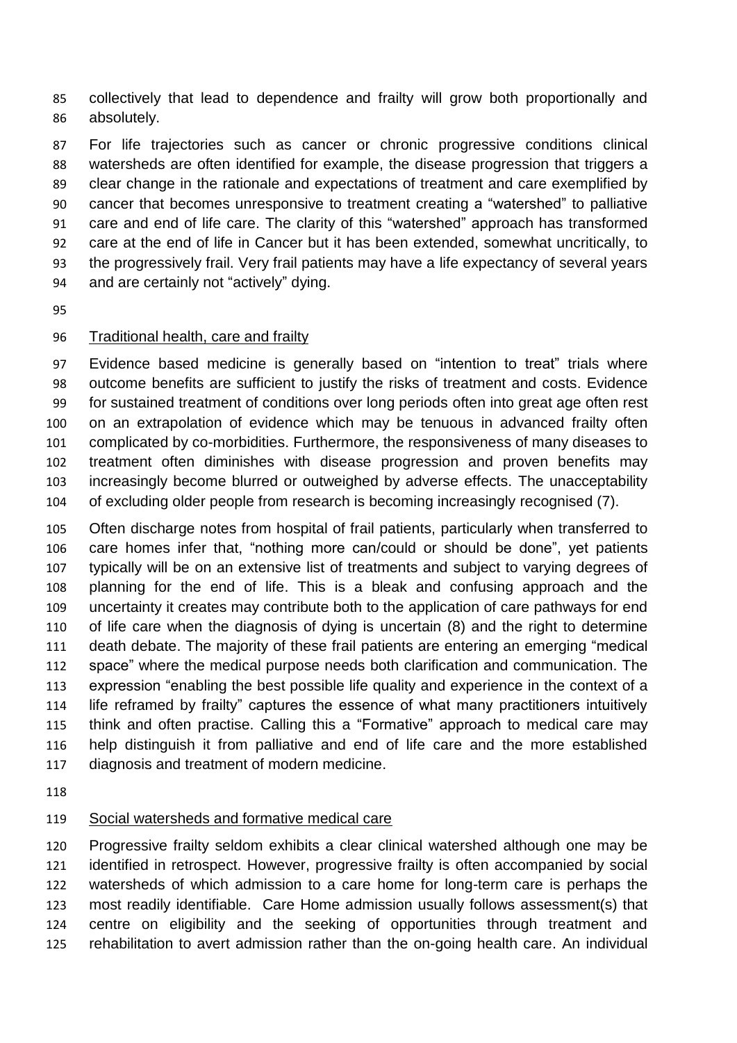collectively that lead to dependence and frailty will grow both proportionally and absolutely.

For life trajectories such as cancer or chronic progressive conditions clinical watersheds are often identified for example, the disease progression that triggers a clear change in the rationale and expectations of treatment and care exemplified by cancer that becomes unresponsive to treatment creating a "watershed" to palliative care and end of life care. The clarity of this "watershed" approach has transformed care at the end of life in Cancer but it has been extended, somewhat uncritically, to the progressively frail. Very frail patients may have a life expectancy of several years and are certainly not "actively" dying.

## Traditional health, care and frailty

Evidence based medicine is generally based on "intention to treat" trials where outcome benefits are sufficient to justify the risks of treatment and costs. Evidence for sustained treatment of conditions over long periods often into great age often rest on an extrapolation of evidence which may be tenuous in advanced frailty often complicated by co-morbidities. Furthermore, the responsiveness of many diseases to treatment often diminishes with disease progression and proven benefits may increasingly become blurred or outweighed by adverse effects. The unacceptability of excluding older people from research is becoming increasingly recognised (7).

Often discharge notes from hospital of frail patients, particularly when transferred to care homes infer that, "nothing more can/could or should be done", yet patients typically will be on an extensive list of treatments and subject to varying degrees of planning for the end of life. This is a bleak and confusing approach and the uncertainty it creates may contribute both to the application of care pathways for end of life care when the diagnosis of dying is uncertain (8) and the right to determine death debate. The majority of these frail patients are entering an emerging "medical space" where the medical purpose needs both clarification and communication. The expression "enabling the best possible life quality and experience in the context of a life reframed by frailty" captures the essence of what many practitioners intuitively think and often practise. Calling this a "Formative" approach to medical care may help distinguish it from palliative and end of life care and the more established diagnosis and treatment of modern medicine.

## Social watersheds and formative medical care

Progressive frailty seldom exhibits a clear clinical watershed although one may be identified in retrospect. However, progressive frailty is often accompanied by social watersheds of which admission to a care home for long-term care is perhaps the most readily identifiable. Care Home admission usually follows assessment(s) that centre on eligibility and the seeking of opportunities through treatment and rehabilitation to avert admission rather than the on-going health care. An individual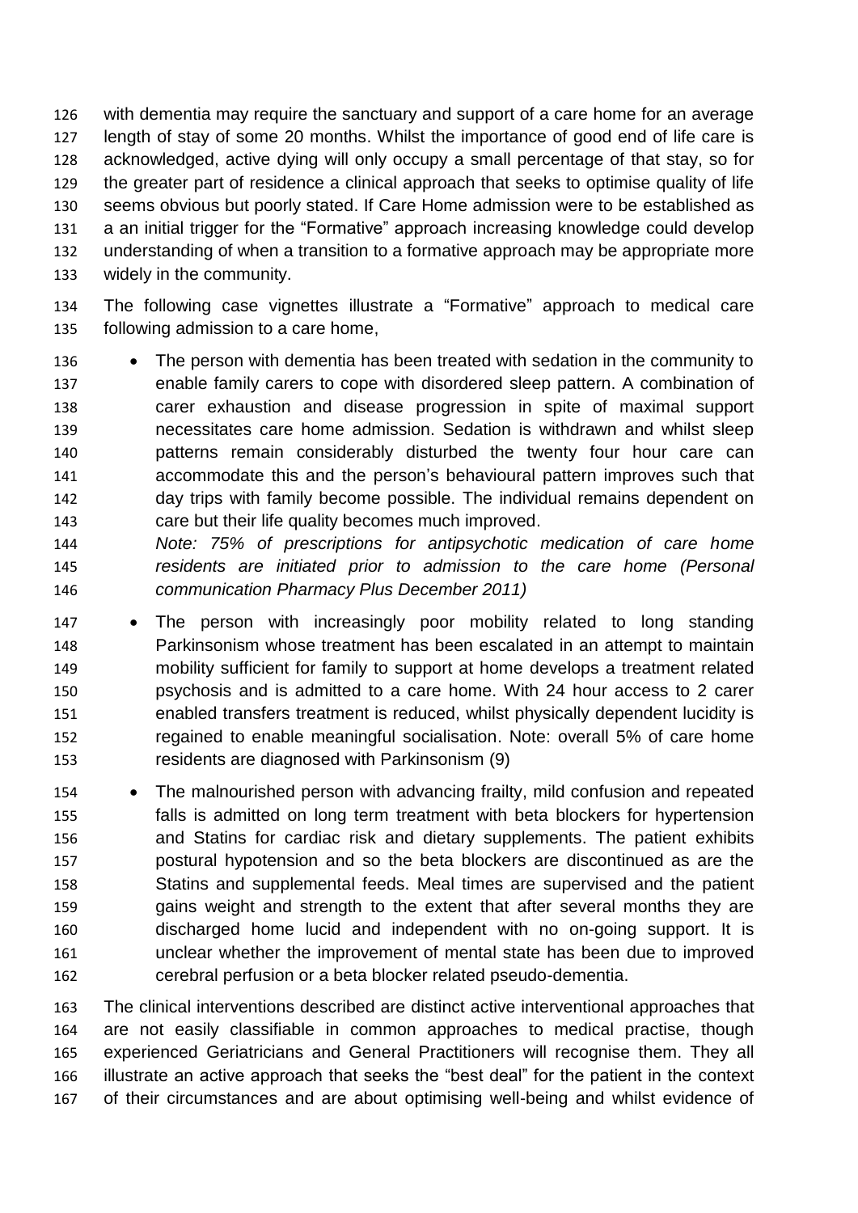with dementia may require the sanctuary and support of a care home for an average length of stay of some 20 months. Whilst the importance of good end of life care is acknowledged, active dying will only occupy a small percentage of that stay, so for the greater part of residence a clinical approach that seeks to optimise quality of life seems obvious but poorly stated. If Care Home admission were to be established as a an initial trigger for the "Formative" approach increasing knowledge could develop understanding of when a transition to a formative approach may be appropriate more widely in the community.

The following case vignettes illustrate a "Formative" approach to medical care following admission to a care home,

- The person with dementia has been treated with sedation in the community to enable family carers to cope with disordered sleep pattern. A combination of carer exhaustion and disease progression in spite of maximal support necessitates care home admission. Sedation is withdrawn and whilst sleep patterns remain considerably disturbed the twenty four hour care can accommodate this and the person's behavioural pattern improves such that day trips with family become possible. The individual remains dependent on care but their life quality becomes much improved.
  *Note: 75% of prescriptions for antipsychotic medication of care home residents are initiated prior to admission to the care home (Personal communication Pharmacy Plus December 2011)*
- The person with increasingly poor mobility related to long standing Parkinsonism whose treatment has been escalated in an attempt to maintain mobility sufficient for family to support at home develops a treatment related psychosis and is admitted to a care home. With 24 hour access to 2 carer enabled transfers treatment is reduced, whilst physically dependent lucidity is regained to enable meaningful socialisation. Note: overall 5% of care home residents are diagnosed with Parkinsonism (9)
- The malnourished person with advancing frailty, mild confusion and repeated falls is admitted on long term treatment with beta blockers for hypertension and Statins for cardiac risk and dietary supplements. The patient exhibits postural hypotension and so the beta blockers are discontinued as are the Statins and supplemental feeds. Meal times are supervised and the patient gains weight and strength to the extent that after several months they are discharged home lucid and independent with no on-going support. It is unclear whether the improvement of mental state has been due to improved cerebral perfusion or a beta blocker related pseudo-dementia.

The clinical interventions described are distinct active interventional approaches that are not easily classifiable in common approaches to medical practise, though experienced Geriatricians and General Practitioners will recognise them. They all illustrate an active approach that seeks the "best deal" for the patient in the context of their circumstances and are about optimising well-being and whilst evidence of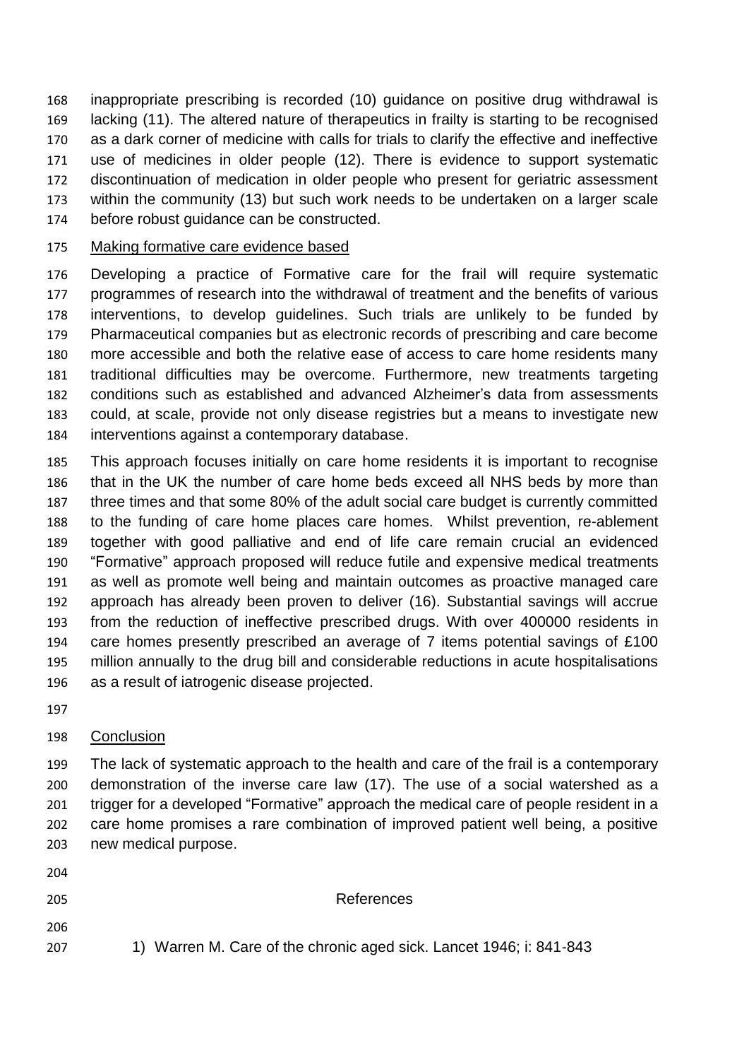inappropriate prescribing is recorded (10) guidance on positive drug withdrawal is lacking (11). The altered nature of therapeutics in frailty is starting to be recognised as a dark corner of medicine with calls for trials to clarify the effective and ineffective use of medicines in older people (12). There is evidence to support systematic discontinuation of medication in older people who present for geriatric assessment within the community (13) but such work needs to be undertaken on a larger scale before robust guidance can be constructed.

## Making formative care evidence based

Developing a practice of Formative care for the frail will require systematic programmes of research into the withdrawal of treatment and the benefits of various interventions, to develop guidelines. Such trials are unlikely to be funded by Pharmaceutical companies but as electronic records of prescribing and care become more accessible and both the relative ease of access to care home residents many traditional difficulties may be overcome. Furthermore, new treatments targeting conditions such as established and advanced Alzheimer's data from assessments could, at scale, provide not only disease registries but a means to investigate new interventions against a contemporary database.

This approach focuses initially on care home residents it is important to recognise that in the UK the number of care home beds exceed all NHS beds by more than three times and that some 80% of the adult social care budget is currently committed to the funding of care home places care homes. Whilst prevention, re-ablement together with good palliative and end of life care remain crucial an evidenced "Formative" approach proposed will reduce futile and expensive medical treatments as well as promote well being and maintain outcomes as proactive managed care approach has already been proven to deliver (16). Substantial savings will accrue from the reduction of ineffective prescribed drugs. With over 400000 residents in care homes presently prescribed an average of 7 items potential savings of £100 million annually to the drug bill and considerable reductions in acute hospitalisations as a result of iatrogenic disease projected.

## Conclusion

The lack of systematic approach to the health and care of the frail is a contemporary demonstration of the inverse care law (17). The use of a social watershed as a trigger for a developed "Formative" approach the medical care of people resident in a care home promises a rare combination of improved patient well being, a positive new medical purpose.

## References

1) Warren M. Care of the chronic aged sick. Lancet 1946; i: 841-843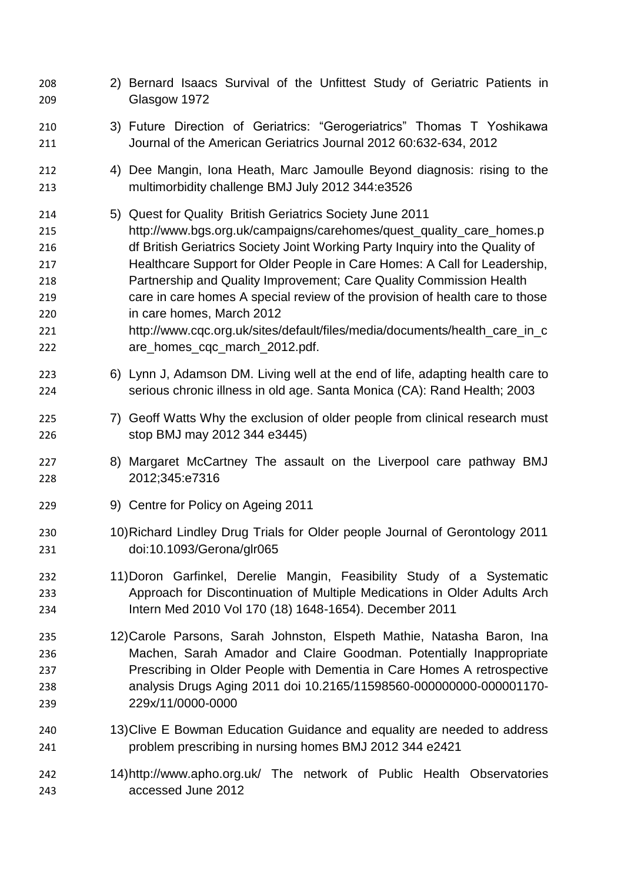2) Bernard Isaacs Survival of the Unfittest Study of Geriatric Patients in Glasgow 1972

3) Future Direction of Geriatrics: "Gerogeriatrics" Thomas T Yoshikawa Journal of the American Geriatrics Journal 2012 60:632-634, 2012

4) Dee Mangin, Iona Heath, Marc Jamoulle Beyond diagnosis: rising to the multimorbidity challenge BMJ July 2012 344:e3526

5) Quest for Quality British Geriatrics Society June 2011 http://www.bgs.org.uk/campaigns/carehomes/quest_quality_care_homes.pdf British Geriatrics Society Joint Working Party Inquiry into the Quality of Healthcare Support for Older People in Care Homes: A Call for Leadership, Partnership and Quality Improvement; Care Quality Commission Health care in care homes A special review of the provision of health care to those in care homes, March 2012 http://www.cqc.org.uk/sites/default/files/media/documents/health_care_in_care_homes_cqc_march_2012.pdf.

6) Lynn J, Adamson DM. Living well at the end of life, adapting health care to serious chronic illness in old age. Santa Monica (CA): Rand Health; 2003

7) Geoff Watts Why the exclusion of older people from clinical research must stop BMJ may 2012 344 e3445)

8) Margaret McCartney The assault on the Liverpool care pathway BMJ 2012;345:e7316

9) Centre for Policy on Ageing 2011

10) Richard Lindley Drug Trials for Older people Journal of Gerontology 2011 doi:10.1093/Gerona/glr065

11) Doron Garfinkel, Derelie Mangin, Feasibility Study of a Systematic Approach for Discontinuation of Multiple Medications in Older Adults Arch Intern Med 2010 Vol 170 (18) 1648-1654). December 2011

12) Carole Parsons, Sarah Johnston, Elspeth Mathie, Natasha Baron, Ina Machen, Sarah Amador and Claire Goodman. Potentially Inappropriate Prescribing in Older People with Dementia in Care Homes A retrospective analysis Drugs Aging 2011 doi 10.2165/11598560-000000000-000001170-229x/11/0000-0000

13) Clive E Bowman Education Guidance and equality are needed to address problem prescribing in nursing homes BMJ 2012 344 e2421

14) http://www.apho.org.uk/ The network of Public Health Observatories accessed June 2012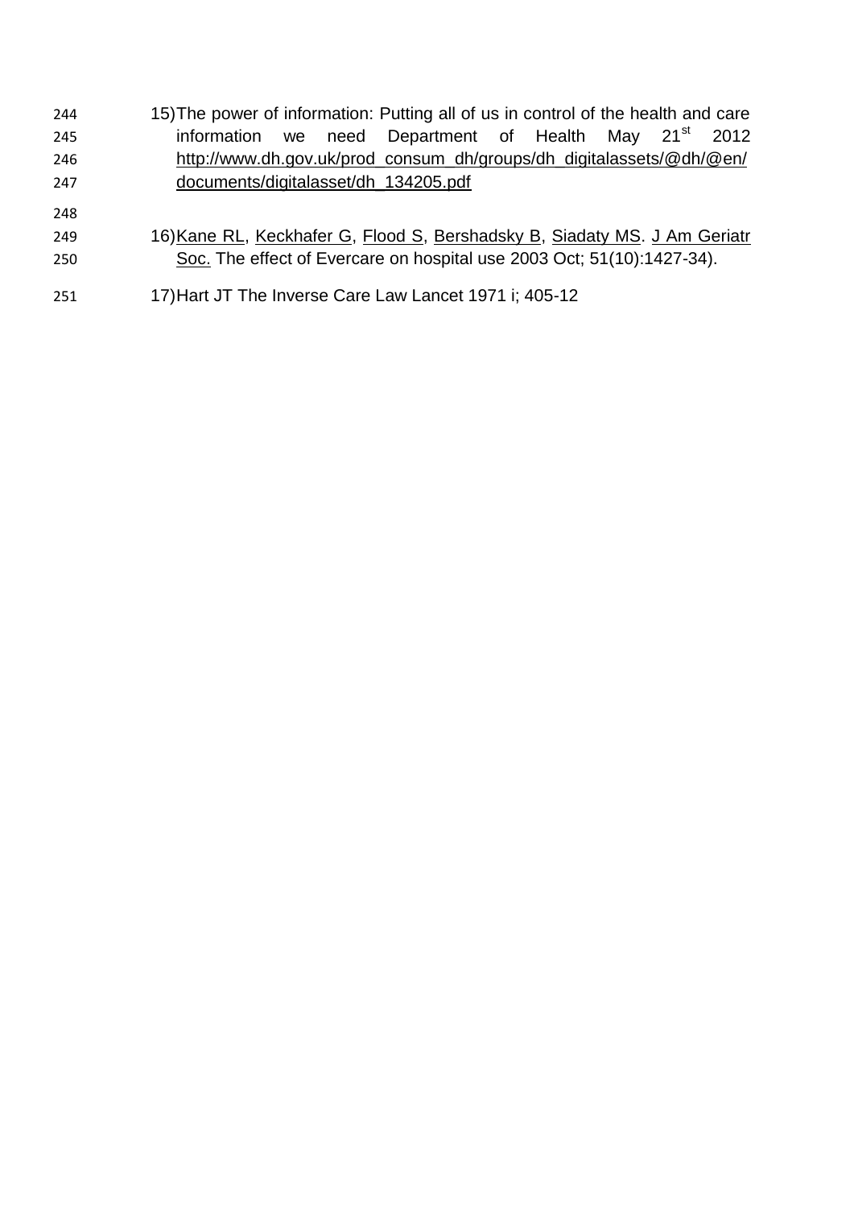15) The power of information: Putting all of us in control of the health and care information we need Department of Health May 21st 2012 http://www.dh.gov.uk/prod_consum_dh/groups/dh_digitalassets/@dh/@en/documents/digitalasset/dh_134205.pdf

16) Kane RL, Keckhafer G, Flood S, Bershadsky B, Siadaty MS. J Am Geriatr Soc. The effect of Evercare on hospital use 2003 Oct; 51(10):1427-34).

17) Hart JT The Inverse Care Law Lancet 1971 i; 405-12